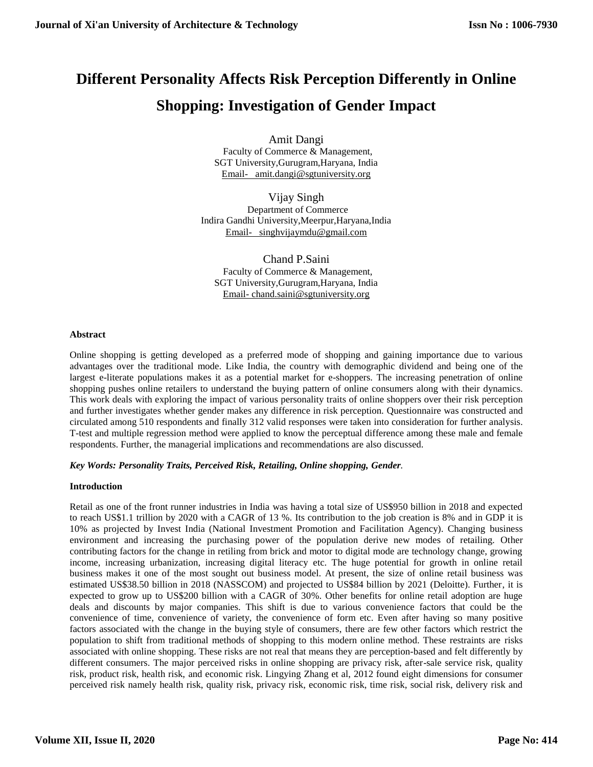# Different Personality Affects Risk Perception Differently in Online Shopping: Investigation of Gender Impact

Amit Dangi
Faculty of Commerce & Management,
SGT University,Gurugram,Haryana, India
Email- amit.dangi@sgtuniversity.org

Vijay Singh
Department of Commerce
Indira Gandhi University,Meerpur,Haryana,India
Email- singhvijaymdu@gmail.com

Chand P.Saini
Faculty of Commerce & Management,
SGT University,Gurugram,Haryana, India
Email- chand.saini@sgtuniversity.org

**Abstract**

Online shopping is getting developed as a preferred mode of shopping and gaining importance due to various advantages over the traditional mode. Like India, the country with demographic dividend and being one of the largest e-literate populations makes it as a potential market for e-shoppers. The increasing penetration of online shopping pushes online retailers to understand the buying pattern of online consumers along with their dynamics. This work deals with exploring the impact of various personality traits of online shoppers over their risk perception and further investigates whether gender makes any difference in risk perception. Questionnaire was constructed and circulated among 510 respondents and finally 312 valid responses were taken into consideration for further analysis. T-test and multiple regression method were applied to know the perceptual difference among these male and female respondents. Further, the managerial implications and recommendations are also discussed.

***Key Words: Personality Traits, Perceived Risk, Retailing, Online shopping, Gender.***

**Introduction**

Retail as one of the front runner industries in India was having a total size of US$950 billion in 2018 and expected to reach US$1.1 trillion by 2020 with a CAGR of 13 %. Its contribution to the job creation is 8% and in GDP it is 10% as projected by Invest India (National Investment Promotion and Facilitation Agency). Changing business environment and increasing the purchasing power of the population derive new modes of retailing. Other contributing factors for the change in retiling from brick and motor to digital mode are technology change, growing income, increasing urbanization, increasing digital literacy etc. The huge potential for growth in online retail business makes it one of the most sought out business model. At present, the size of online retail business was estimated US$38.50 billion in 2018 (NASSCOM) and projected to US$84 billion by 2021 (Deloitte). Further, it is expected to grow up to US$200 billion with a CAGR of 30%. Other benefits for online retail adoption are huge deals and discounts by major companies. This shift is due to various convenience factors that could be the convenience of time, convenience of variety, the convenience of form etc. Even after having so many positive factors associated with the change in the buying style of consumers, there are few other factors which restrict the population to shift from traditional methods of shopping to this modern online method. These restraints are risks associated with online shopping. These risks are not real that means they are perception-based and felt differently by different consumers. The major perceived risks in online shopping are privacy risk, after-sale service risk, quality risk, product risk, health risk, and economic risk. Lingying Zhang et al, 2012 found eight dimensions for consumer perceived risk namely health risk, quality risk, privacy risk, economic risk, time risk, social risk, delivery risk and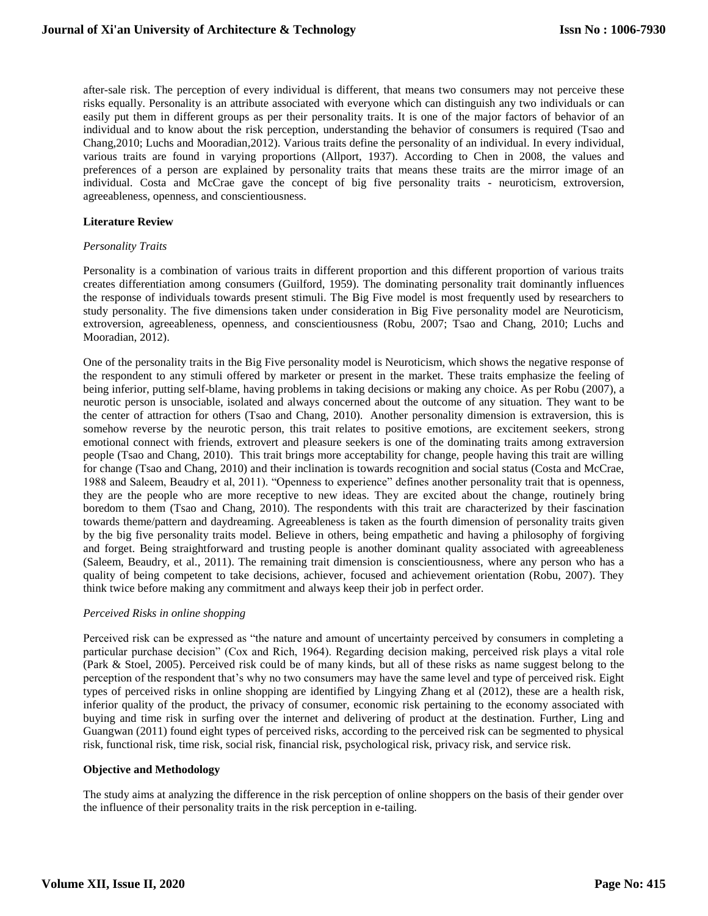after-sale risk. The perception of every individual is different, that means two consumers may not perceive these risks equally. Personality is an attribute associated with everyone which can distinguish any two individuals or can easily put them in different groups as per their personality traits. It is one of the major factors of behavior of an individual and to know about the risk perception, understanding the behavior of consumers is required (Tsao and Chang,2010; Luchs and Mooradian,2012). Various traits define the personality of an individual. In every individual, various traits are found in varying proportions (Allport, 1937). According to Chen in 2008, the values and preferences of a person are explained by personality traits that means these traits are the mirror image of an individual. Costa and McCrae gave the concept of big five personality traits - neuroticism, extroversion, agreeableness, openness, and conscientiousness.

## Literature Review

### *Personality Traits*

Personality is a combination of various traits in different proportion and this different proportion of various traits creates differentiation among consumers (Guilford, 1959). The dominating personality trait dominantly influences the response of individuals towards present stimuli. The Big Five model is most frequently used by researchers to study personality. The five dimensions taken under consideration in Big Five personality model are Neuroticism, extroversion, agreeableness, openness, and conscientiousness (Robu, 2007; Tsao and Chang, 2010; Luchs and Mooradian, 2012).

One of the personality traits in the Big Five personality model is Neuroticism, which shows the negative response of the respondent to any stimuli offered by marketer or present in the market. These traits emphasize the feeling of being inferior, putting self-blame, having problems in taking decisions or making any choice. As per Robu (2007), a neurotic person is unsociable, isolated and always concerned about the outcome of any situation. They want to be the center of attraction for others (Tsao and Chang, 2010). Another personality dimension is extraversion, this is somehow reverse by the neurotic person, this trait relates to positive emotions, are excitement seekers, strong emotional connect with friends, extrovert and pleasure seekers is one of the dominating traits among extraversion people (Tsao and Chang, 2010). This trait brings more acceptability for change, people having this trait are willing for change (Tsao and Chang, 2010) and their inclination is towards recognition and social status (Costa and McCrae, 1988 and Saleem, Beaudry et al, 2011). "Openness to experience" defines another personality trait that is openness, they are the people who are more receptive to new ideas. They are excited about the change, routinely bring boredom to them (Tsao and Chang, 2010). The respondents with this trait are characterized by their fascination towards theme/pattern and daydreaming. Agreeableness is taken as the fourth dimension of personality traits given by the big five personality traits model. Believe in others, being empathetic and having a philosophy of forgiving and forget. Being straightforward and trusting people is another dominant quality associated with agreeableness (Saleem, Beaudry, et al., 2011). The remaining trait dimension is conscientiousness, where any person who has a quality of being competent to take decisions, achiever, focused and achievement orientation (Robu, 2007). They think twice before making any commitment and always keep their job in perfect order.

### *Perceived Risks in online shopping*

Perceived risk can be expressed as "the nature and amount of uncertainty perceived by consumers in completing a particular purchase decision" (Cox and Rich, 1964). Regarding decision making, perceived risk plays a vital role (Park & Stoel, 2005). Perceived risk could be of many kinds, but all of these risks as name suggest belong to the perception of the respondent that's why no two consumers may have the same level and type of perceived risk. Eight types of perceived risks in online shopping are identified by Lingying Zhang et al (2012), these are a health risk, inferior quality of the product, the privacy of consumer, economic risk pertaining to the economy associated with buying and time risk in surfing over the internet and delivering of product at the destination. Further, Ling and Guangwan (2011) found eight types of perceived risks, according to the perceived risk can be segmented to physical risk, functional risk, time risk, social risk, financial risk, psychological risk, privacy risk, and service risk.

## Objective and Methodology

The study aims at analyzing the difference in the risk perception of online shoppers on the basis of their gender over the influence of their personality traits in the risk perception in e-tailing.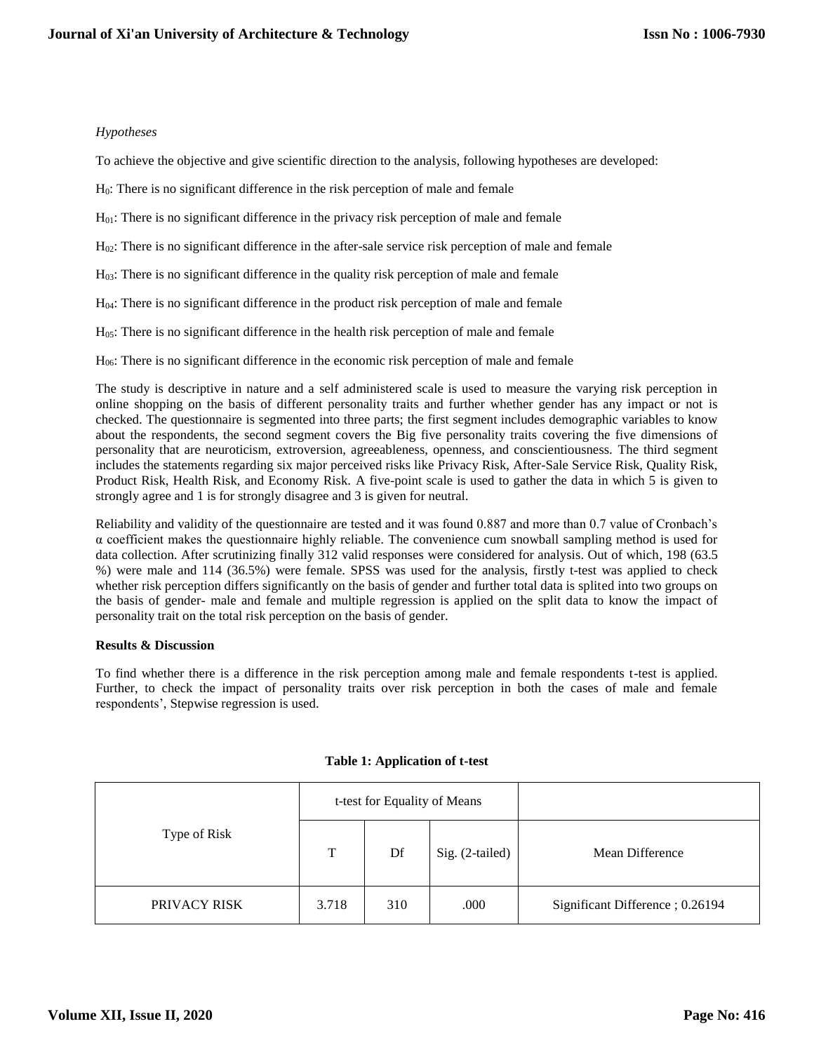*Hypotheses*

To achieve the objective and give scientific direction to the analysis, following hypotheses are developed:

$H_0$: There is no significant difference in the risk perception of male and female

$H_{01}$: There is no significant difference in the privacy risk perception of male and female

$H_{02}$: There is no significant difference in the after-sale service risk perception of male and female

$H_{03}$: There is no significant difference in the quality risk perception of male and female

$H_{04}$: There is no significant difference in the product risk perception of male and female

$H_{05}$: There is no significant difference in the health risk perception of male and female

$H_{06}$: There is no significant difference in the economic risk perception of male and female

The study is descriptive in nature and a self administered scale is used to measure the varying risk perception in online shopping on the basis of different personality traits and further whether gender has any impact or not is checked. The questionnaire is segmented into three parts; the first segment includes demographic variables to know about the respondents, the second segment covers the Big five personality traits covering the five dimensions of personality that are neuroticism, extroversion, agreeableness, openness, and conscientiousness. The third segment includes the statements regarding six major perceived risks like Privacy Risk, After-Sale Service Risk, Quality Risk, Product Risk, Health Risk, and Economy Risk. A five-point scale is used to gather the data in which 5 is given to strongly agree and 1 is for strongly disagree and 3 is given for neutral.

Reliability and validity of the questionnaire are tested and it was found 0.887 and more than 0.7 value of Cronbach's α coefficient makes the questionnaire highly reliable. The convenience cum snowball sampling method is used for data collection. After scrutinizing finally 312 valid responses were considered for analysis. Out of which, 198 (63.5 %) were male and 114 (36.5%) were female. SPSS was used for the analysis, firstly t-test was applied to check whether risk perception differs significantly on the basis of gender and further total data is splited into two groups on the basis of gender- male and female and multiple regression is applied on the split data to know the impact of personality trait on the total risk perception on the basis of gender.

**Results & Discussion**

To find whether there is a difference in the risk perception among male and female respondents t-test is applied. Further, to check the impact of personality traits over risk perception in both the cases of male and female respondents', Stepwise regression is used.

**Table 1: Application of t-test**

| Type of Risk | t-test for Equality of Means | | | |
|---|---|---|---|---|
| | T | Df | Sig. (2-tailed) | Mean Difference |
| PRIVACY RISK | 3.718 | 310 | .000 | Significant Difference ; 0.26194 |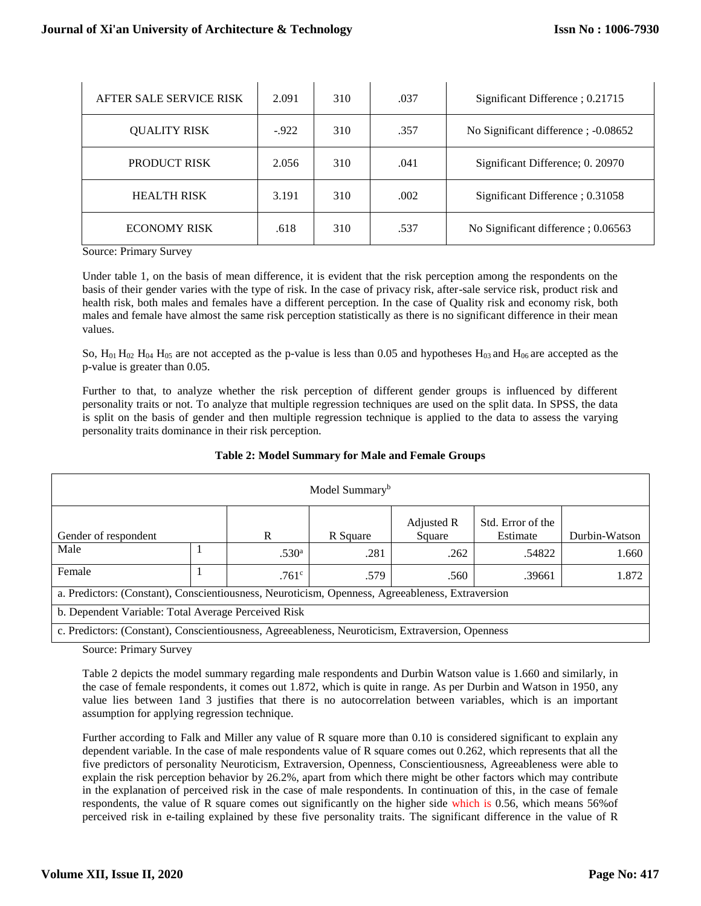| AFTER SALE SERVICE RISK | 2.091 | 310 | .037 | Significant Difference ; 0.21715 |
|---|---|---|---|---|
| QUALITY RISK | -.922[a] | 310 | .357 | No Significant difference ; -0.08652 |
| PRODUCT RISK | 2.056 | 310 | .041 | Significant Difference; 0. 20970 |
| HEALTH RISK | 3.191 | 310 | .002 | Significant Difference ; 0.31058 |
| ECONOMY RISK | .618 | 310 | .537 | No Significant difference ; 0.06563 |

Source: Primary Survey

Under table 1, on the basis of mean difference, it is evident that the risk perception among the respondents on the basis of their gender varies with the type of risk. In the case of privacy risk, after-sale service risk, product risk and health risk, both males and females have a different perception. In the case of Quality risk and economy risk, both males and female have almost the same risk perception statistically as there is no significant difference in their mean values.

So, $H_{01}$ $H_{02}$ $H_{04}$ $H_{05}$ are not accepted as the p-value is less than 0.05 and hypotheses $H_{03}$ and $H_{06}$ are accepted as the p-value is greater than 0.05.

Further to that, to analyze whether the risk perception of different gender groups is influenced by different personality traits or not. To analyze that multiple regression techniques are used on the split data. In SPSS, the data is split on the basis of gender and then multiple regression technique is applied to the data to assess the varying personality traits dominance in their risk perception.

**Table 2: Model Summary for Male and Female Groups**

| Model Summary[b] | | | | | | |
|---|---|---|---|---|---|---|
| Gender of respondent | | R | R Square | Adjusted R Square | Std. Error of the Estimate | Durbin-Watson |
| Male | 1 | .530[a] | .281 | .262 | .54822 | 1.660 |
| Female | 1 | .761[c] | .579 | .560 | .39661 | 1.872 |
| a. Predictors: (Constant), Conscientiousness, Neuroticism, Openness, Agreeableness, Extraversion | | | | | | |
| b. Dependent Variable: Total Average Perceived Risk | | | | | | |
| c. Predictors: (Constant), Conscientiousness, Agreeableness, Neuroticism, Extraversion, Openness | | | | | | |

Source: Primary Survey

Table 2 depicts the model summary regarding male respondents and Durbin Watson value is 1.660 and similarly, in the case of female respondents, it comes out 1.872, which is quite in range. As per Durbin and Watson in 1950, any value lies between 1and 3 justifies that there is no autocorrelation between variables, which is an important assumption for applying regression technique.

Further according to Falk and Miller any value of R square more than 0.10 is considered significant to explain any dependent variable. In the case of male respondents value of R square comes out 0.262, which represents that all the five predictors of personality Neuroticism, Extraversion, Openness, Conscientiousness, Agreeableness were able to explain the risk perception behavior by 26.2%, apart from which there might be other factors which may contribute in the explanation of perceived risk in the case of male respondents. In continuation of this, in the case of female respondents, the value of R square comes out significantly on the higher side which is 0.56, which means 56%of perceived risk in e-tailing explained by these five personality traits. The significant difference in the value of R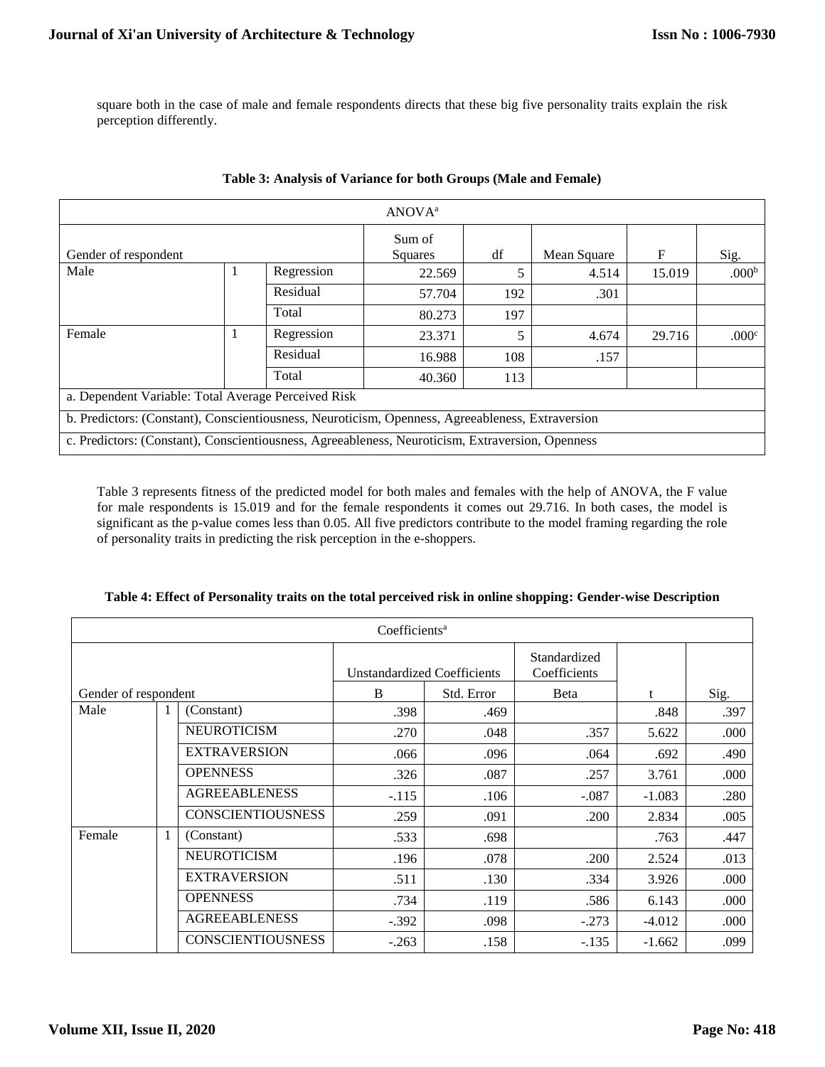square both in the case of male and female respondents directs that these big five personality traits explain the risk perception differently.

**Table 3: Analysis of Variance for both Groups (Male and Female)**

| ANOVA[a] | | | | | | | |
|---|---|---|---|---|---|---|---|
| Gender of respondent | | | Sum of Squares | df | Mean Square | F | Sig. |
| Male | 1 | Regression | 22.569 | 5 | 4.514 | 15.019 | .000[b] |
| | | Residual | 57.704 | 192 | .301 | | |
| | | Total | 80.273 | 197 | | | |
| Female | 1 | Regression | 23.371 | 5 | 4.674 | 29.716 | .000[c] |
| | | Residual | 16.988 | 108 | .157 | | |
| | | Total | 40.360 | 113 | | | |
| a. Dependent Variable: Total Average Perceived Risk | | | | | | | |
| b. Predictors: (Constant), Conscientiousness, Neuroticism, Openness, Agreeableness, Extraversion | | | | | | | |
| c. Predictors: (Constant), Conscientiousness, Agreeableness, Neuroticism, Extraversion, Openness | | | | | | | |

Table 3 represents fitness of the predicted model for both males and females with the help of ANOVA, the F value for male respondents is 15.019 and for the female respondents it comes out 29.716. In both cases, the model is significant as the p-value comes less than 0.05. All five predictors contribute to the model framing regarding the role of personality traits in predicting the risk perception in the e-shoppers.

**Table 4: Effect of Personality traits on the total perceived risk in online shopping: Gender-wise Description**

| Coefficients[a] | | | | | | | |
|---|---|---|---|---|---|---|---|
| | | | Unstandardized Coefficients | | Standardized Coefficients | | |
| Gender of respondent | | | B | Std. Error | Beta | t | Sig. |
| Male | 1 | (Constant) | .398 | .469 | | .848 | .397 |
| | | NEUROTICISM | .270 | .048 | .357 | 5.622 | .000 |
| | | EXTRAVERSION | .066 | .096 | .064 | .692 | .490 |
| | | OPENNESS | .326 | .087 | .257 | 3.761 | .000 |
| | | AGREEABLENESS | -.115 | .106 | -.087 | -1.083 | .280 |
| | | CONSCIENTIOUSNESS | .259 | .091 | .200 | 2.834 | .005 |
| Female | 1 | (Constant) | .533 | .698 | | .763 | .447 |
| | | NEUROTICISM | .196 | .078 | .200 | 2.524 | .013 |
| | | EXTRAVERSION | .511 | .130 | .334 | 3.926 | .000 |
| | | OPENNESS | .734 | .119 | .586 | 6.143 | .000 |
| | | AGREEABLENESS | -.392 | .098 | -.273 | -4.012 | .000 |
| | | CONSCIENTIOUSNESS | -.263 | .158 | -.135 | -1.662 | .099 |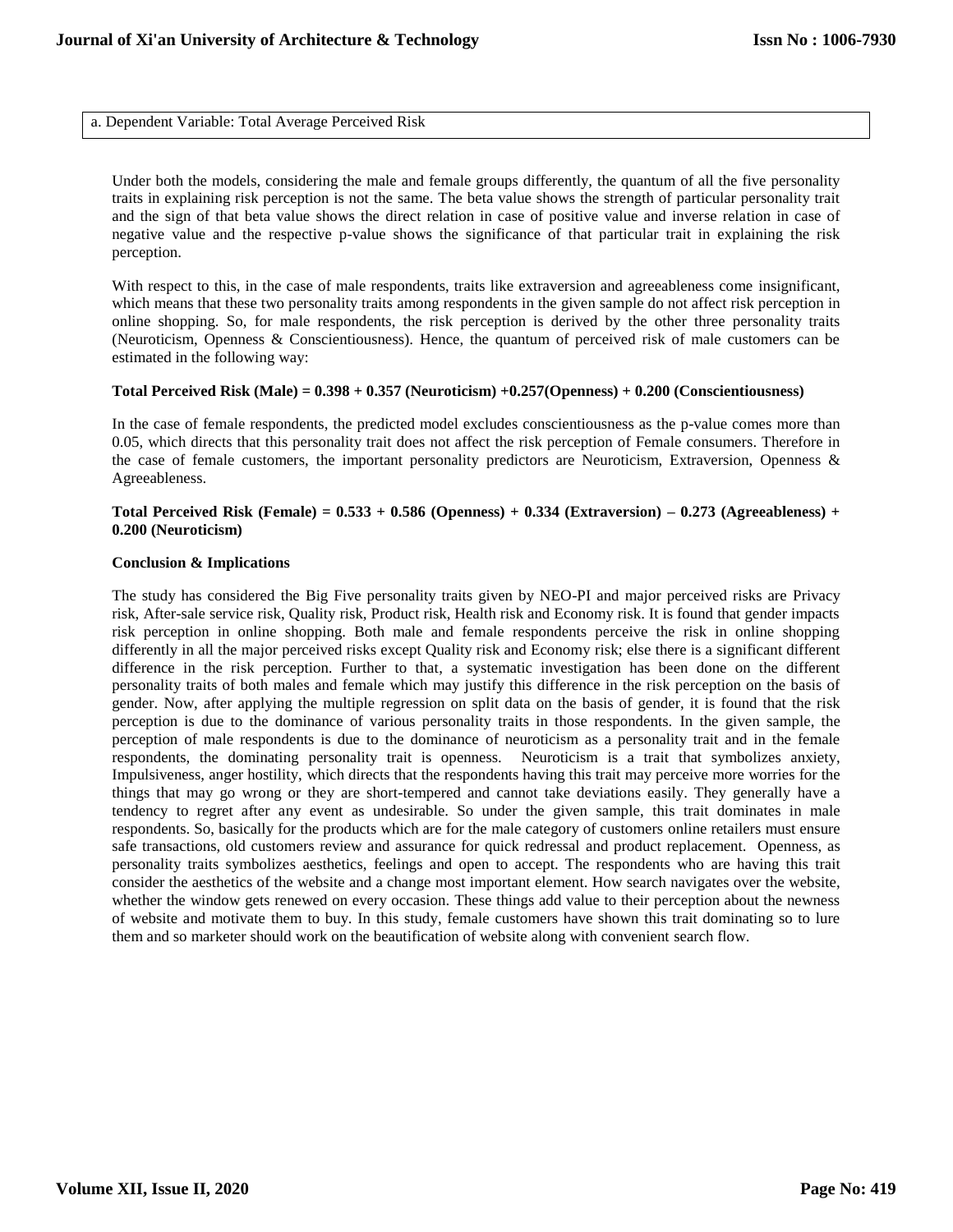| a. Dependent Variable: Total Average Perceived Risk |
|---|

Under both the models, considering the male and female groups differently, the quantum of all the five personality traits in explaining risk perception is not the same. The beta value shows the strength of particular personality trait and the sign of that beta value shows the direct relation in case of positive value and inverse relation in case of negative value and the respective p-value shows the significance of that particular trait in explaining the risk perception.

With respect to this, in the case of male respondents, traits like extraversion and agreeableness come insignificant, which means that these two personality traits among respondents in the given sample do not affect risk perception in online shopping. So, for male respondents, the risk perception is derived by the other three personality traits (Neuroticism, Openness & Conscientiousness). Hence, the quantum of perceived risk of male customers can be estimated in the following way:

**Total Perceived Risk (Male) = 0.398 + 0.357 (Neuroticism) +0.257(Openness) + 0.200 (Conscientiousness)**

In the case of female respondents, the predicted model excludes conscientiousness as the p-value comes more than 0.05, which directs that this personality trait does not affect the risk perception of Female consumers. Therefore in the case of female customers, the important personality predictors are Neuroticism, Extraversion, Openness & Agreeableness.

**Total Perceived Risk (Female) = 0.533 + 0.586 (Openness) + 0.334 (Extraversion) – 0.273 (Agreeableness) + 0.200 (Neuroticism)**

**Conclusion & Implications**

The study has considered the Big Five personality traits given by NEO-PI and major perceived risks are Privacy risk, After-sale service risk, Quality risk, Product risk, Health risk and Economy risk. It is found that gender impacts risk perception in online shopping. Both male and female respondents perceive the risk in online shopping differently in all the major perceived risks except Quality risk and Economy risk; else there is a significant different difference in the risk perception. Further to that, a systematic investigation has been done on the different personality traits of both males and female which may justify this difference in the risk perception on the basis of gender. Now, after applying the multiple regression on split data on the basis of gender, it is found that the risk perception is due to the dominance of various personality traits in those respondents. In the given sample, the perception of male respondents is due to the dominance of neuroticism as a personality trait and in the female respondents, the dominating personality trait is openness. Neuroticism is a trait that symbolizes anxiety, Impulsiveness, anger hostility, which directs that the respondents having this trait may perceive more worries for the things that may go wrong or they are short-tempered and cannot take deviations easily. They generally have a tendency to regret after any event as undesirable. So under the given sample, this trait dominates in male respondents. So, basically for the products which are for the male category of customers online retailers must ensure safe transactions, old customers review and assurance for quick redressal and product replacement. Openness, as personality traits symbolizes aesthetics, feelings and open to accept. The respondents who are having this trait consider the aesthetics of the website and a change most important element. How search navigates over the website, whether the window gets renewed on every occasion. These things add value to their perception about the newness of website and motivate them to buy. In this study, female customers have shown this trait dominating so to lure them and so marketer should work on the beautification of website along with convenient search flow.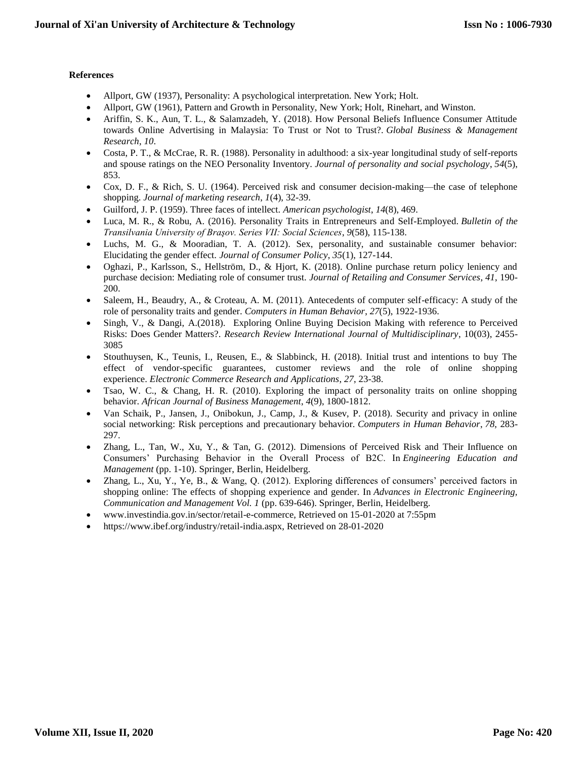**References**

- Allport, GW (1937), Personality: A psychological interpretation. New York; Holt.
- Allport, GW (1961), Pattern and Growth in Personality, New York; Holt, Rinehart, and Winston.
- Ariffin, S. K., Aun, T. L., & Salamzadeh, Y. (2018). How Personal Beliefs Influence Consumer Attitude towards Online Advertising in Malaysia: To Trust or Not to Trust?. *Global Business & Management Research*, *10*.
- Costa, P. T., & McCrae, R. R. (1988). Personality in adulthood: a six-year longitudinal study of self-reports and spouse ratings on the NEO Personality Inventory. *Journal of personality and social psychology*, *54*(5), 853.
- Cox, D. F., & Rich, S. U. (1964). Perceived risk and consumer decision-making—the case of telephone shopping. *Journal of marketing research*, *1*(4), 32-39.
- Guilford, J. P. (1959). Three faces of intellect. *American psychologist*, *14*(8), 469.
- Luca, M. R., & Robu, A. (2016). Personality Traits in Entrepreneurs and Self-Employed. *Bulletin of the Transilvania University of Braşov. Series VII: Social Sciences*, *9*(58), 115-138.
- Luchs, M. G., & Mooradian, T. A. (2012). Sex, personality, and sustainable consumer behavior: Elucidating the gender effect. *Journal of Consumer Policy*, *35*(1), 127-144.
- Oghazi, P., Karlsson, S., Hellström, D., & Hjort, K. (2018). Online purchase return policy leniency and purchase decision: Mediating role of consumer trust. *Journal of Retailing and Consumer Services*, *41*, 190-200.
- Saleem, H., Beaudry, A., & Croteau, A. M. (2011). Antecedents of computer self-efficacy: A study of the role of personality traits and gender. *Computers in Human Behavior*, *27*(5), 1922-1936.
- Singh, V., & Dangi, A.(2018). Exploring Online Buying Decision Making with reference to Perceived Risks: Does Gender Matters?. *Research Review International Journal of Multidisciplinary*, 10(03), 2455-3085
- Stouthuysen, K., Teunis, I., Reusen, E., & Slabbinck, H. (2018). Initial trust and intentions to buy The effect of vendor-specific guarantees, customer reviews and the role of online shopping experience. *Electronic Commerce Research and Applications*, *27*, 23-38.
- Tsao, W. C., & Chang, H. R. (2010). Exploring the impact of personality traits on online shopping behavior. *African Journal of Business Management*, *4*(9), 1800-1812.
- Van Schaik, P., Jansen, J., Onibokun, J., Camp, J., & Kusev, P. (2018). Security and privacy in online social networking: Risk perceptions and precautionary behavior. *Computers in Human Behavior*, *78*, 283-297.
- Zhang, L., Tan, W., Xu, Y., & Tan, G. (2012). Dimensions of Perceived Risk and Their Influence on Consumers' Purchasing Behavior in the Overall Process of B2C. In *Engineering Education and Management* (pp. 1-10). Springer, Berlin, Heidelberg.
- Zhang, L., Xu, Y., Ye, B., & Wang, Q. (2012). Exploring differences of consumers' perceived factors in shopping online: The effects of shopping experience and gender. In *Advances in Electronic Engineering, Communication and Management Vol. 1* (pp. 639-646). Springer, Berlin, Heidelberg.
- www.investindia.gov.in/sector/retail-e-commerce, Retrieved on 15-01-2020 at 7:55pm
- https://www.ibef.org/industry/retail-india.aspx, Retrieved on 28-01-2020